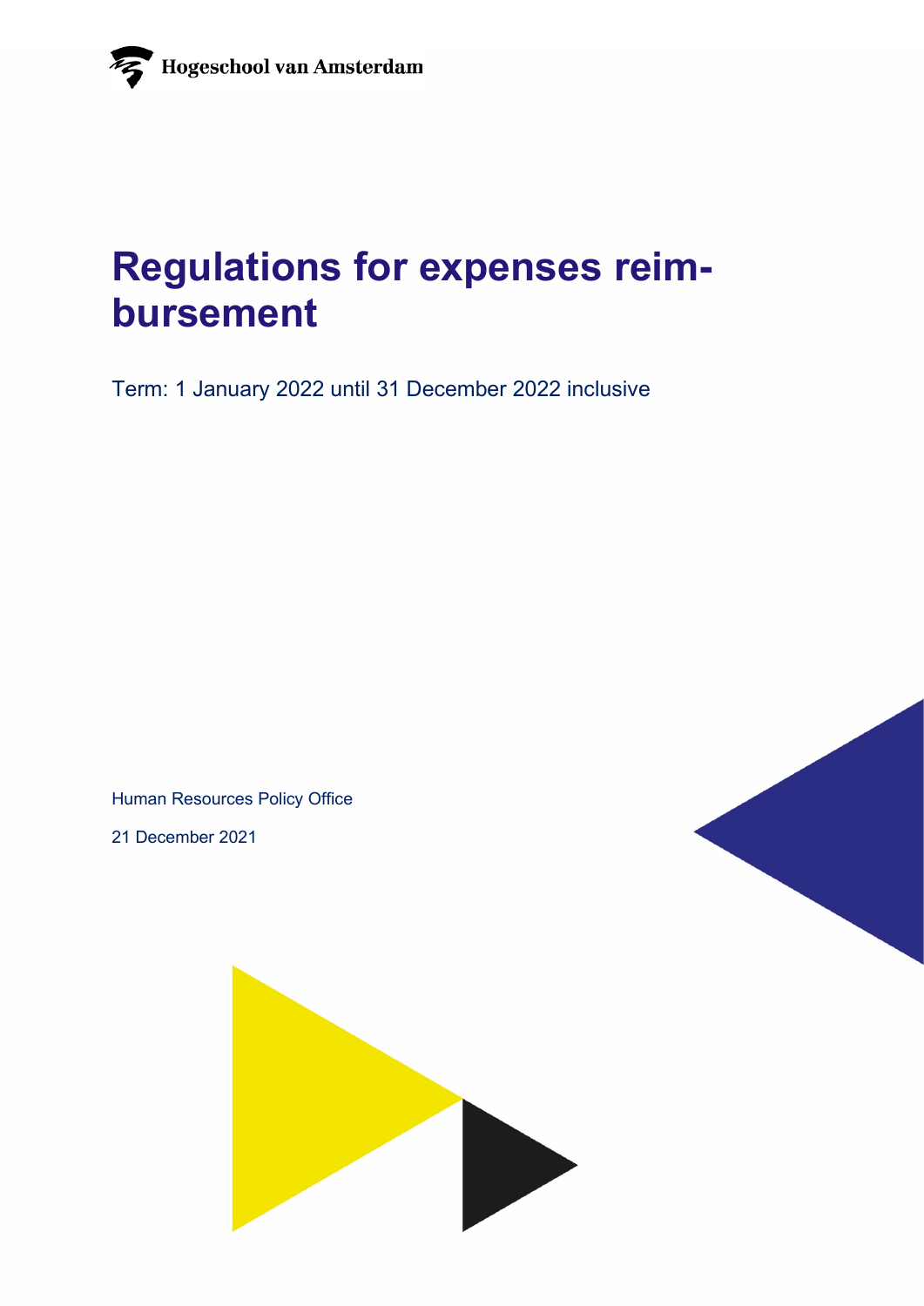Hogeschool van Amsterdam

# Regulations for expenses reimbursement

Term: 1 January 2022 until 31 December 2022 inclusive

Human Resources Policy Office

21 December 2021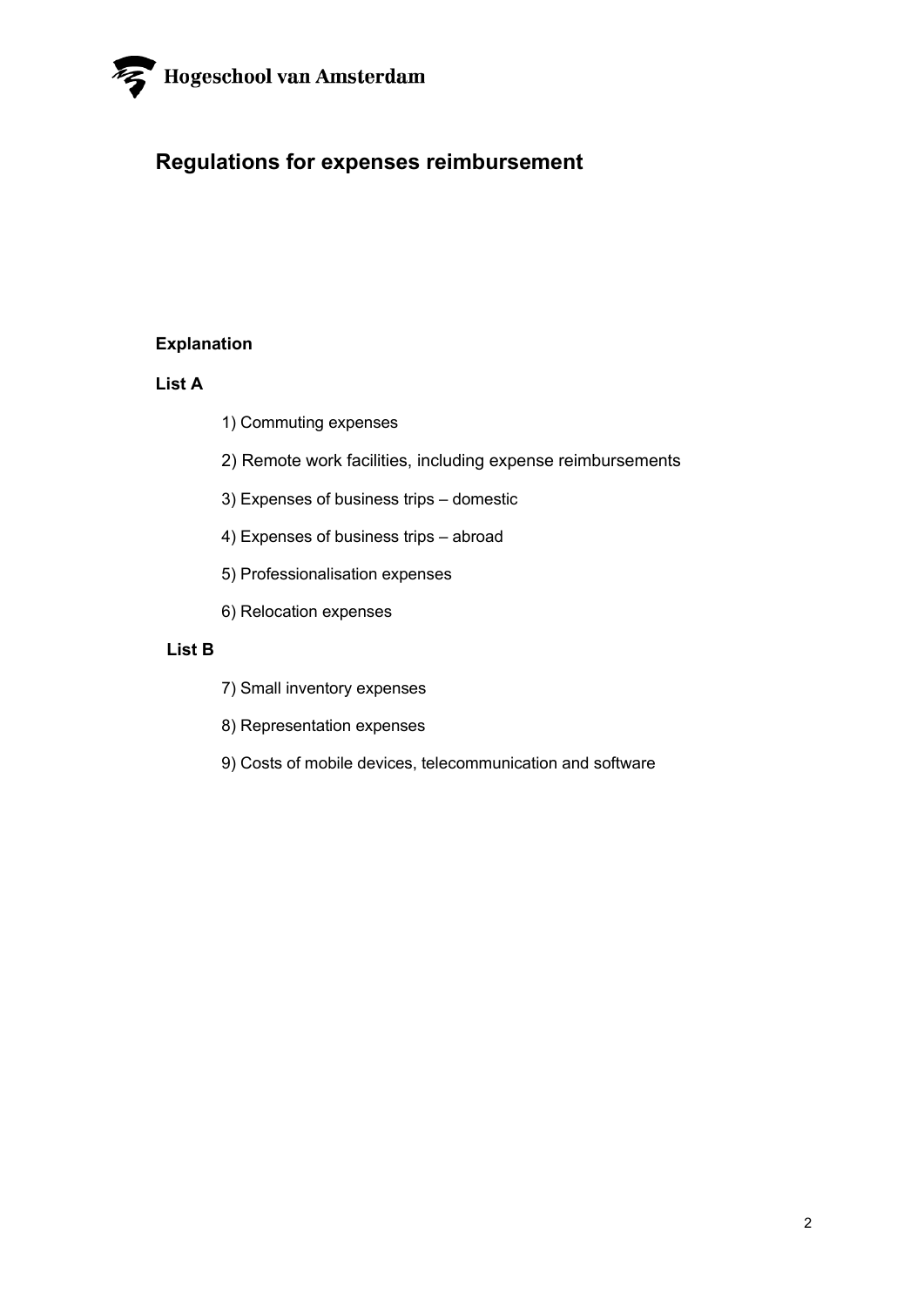# Regulations for expenses reimbursement

**Explanation**

**List A**

1) Commuting expenses
2) Remote work facilities, including expense reimbursements
3) Expenses of business trips – domestic
4) Expenses of business trips – abroad
5) Professionalisation expenses
6) Relocation expenses

**List B**

7) Small inventory expenses
8) Representation expenses
9) Costs of mobile devices, telecommunication and software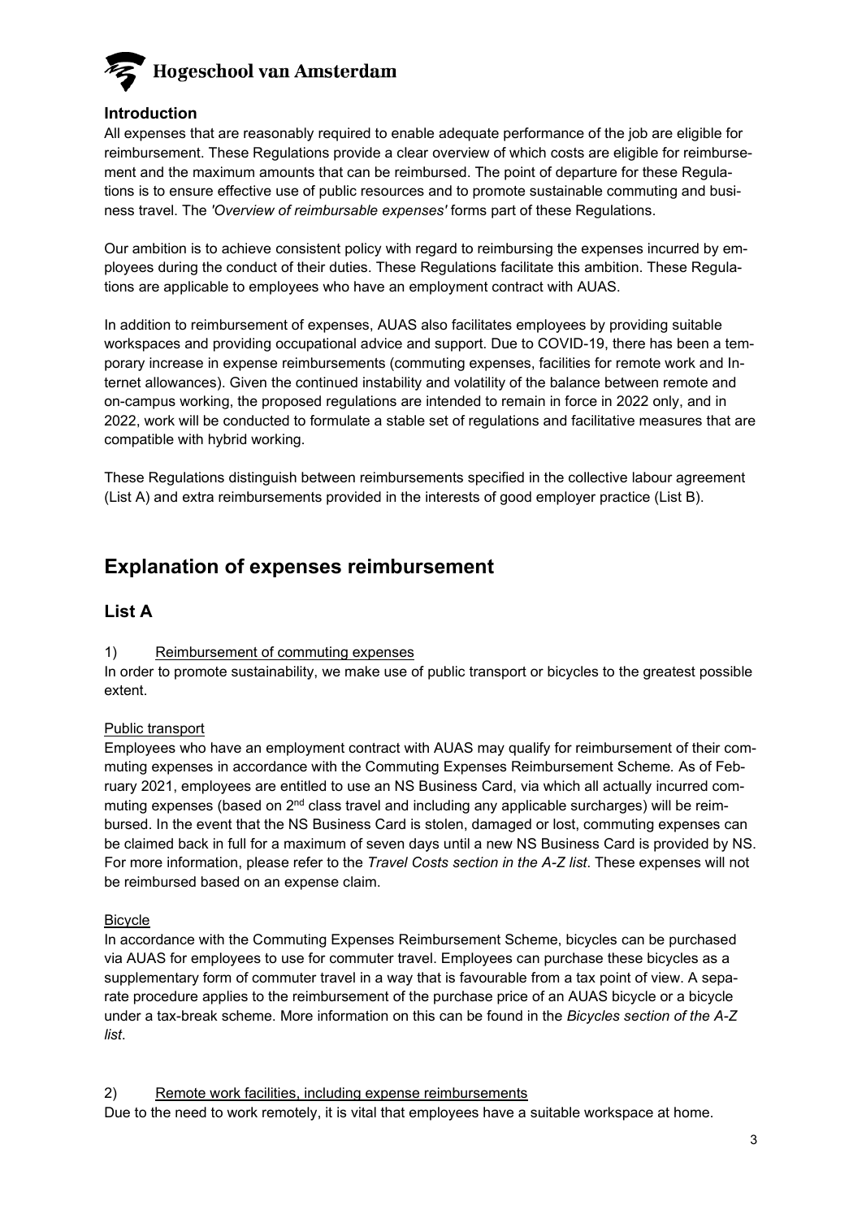## Introduction

All expenses that are reasonably required to enable adequate performance of the job are eligible for reimbursement. These Regulations provide a clear overview of which costs are eligible for reimbursement and the maximum amounts that can be reimbursed. The point of departure for these Regulations is to ensure effective use of public resources and to promote sustainable commuting and business travel. The *'Overview of reimbursable expenses'* forms part of these Regulations.

Our ambition is to achieve consistent policy with regard to reimbursing the expenses incurred by employees during the conduct of their duties. These Regulations facilitate this ambition. These Regulations are applicable to employees who have an employment contract with AUAS.

In addition to reimbursement of expenses, AUAS also facilitates employees by providing suitable workspaces and providing occupational advice and support. Due to COVID-19, there has been a temporary increase in expense reimbursements (commuting expenses, facilities for remote work and Internet allowances). Given the continued instability and volatility of the balance between remote and on-campus working, the proposed regulations are intended to remain in force in 2022 only, and in 2022, work will be conducted to formulate a stable set of regulations and facilitative measures that are compatible with hybrid working.

These Regulations distinguish between reimbursements specified in the collective labour agreement (List A) and extra reimbursements provided in the interests of good employer practice (List B).

# Explanation of expenses reimbursement

## List A

1) Reimbursement of commuting expenses

In order to promote sustainability, we make use of public transport or bicycles to the greatest possible extent.

Public transport

Employees who have an employment contract with AUAS may qualify for reimbursement of their commuting expenses in accordance with the Commuting Expenses Reimbursement Scheme. As of February 2021, employees are entitled to use an NS Business Card, via which all actually incurred commuting expenses (based on 2nd class travel and including any applicable surcharges) will be reimbursed. In the event that the NS Business Card is stolen, damaged or lost, commuting expenses can be claimed back in full for a maximum of seven days until a new NS Business Card is provided by NS. For more information, please refer to the *Travel Costs section in the A-Z list*. These expenses will not be reimbursed based on an expense claim.

Bicycle

In accordance with the Commuting Expenses Reimbursement Scheme, bicycles can be purchased via AUAS for employees to use for commuter travel. Employees can purchase these bicycles as a supplementary form of commuter travel in a way that is favourable from a tax point of view. A separate procedure applies to the reimbursement of the purchase price of an AUAS bicycle or a bicycle under a tax-break scheme. More information on this can be found in the *Bicycles section of the A-Z list*.

2) Remote work facilities, including expense reimbursements

Due to the need to work remotely, it is vital that employees have a suitable workspace at home.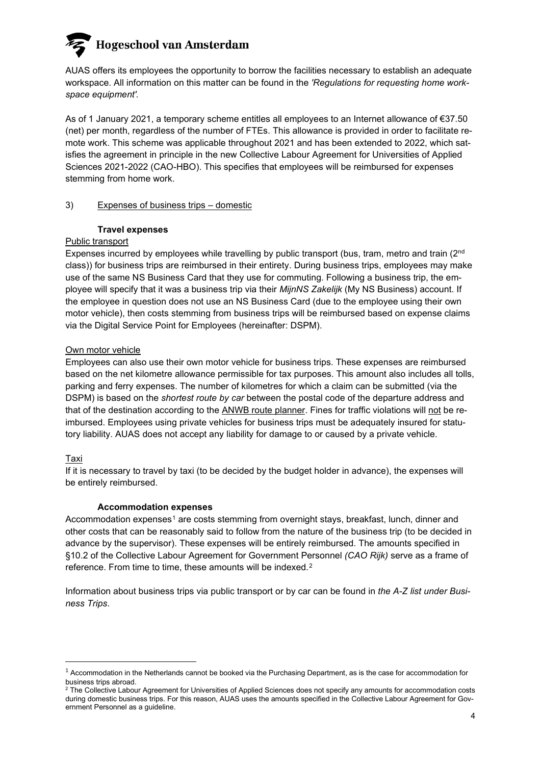AUAS offers its employees the opportunity to borrow the facilities necessary to establish an adequate workspace. All information on this matter can be found in the *'Regulations for requesting home workspace equipment'.*

As of 1 January 2021, a temporary scheme entitles all employees to an Internet allowance of €37.50 (net) per month, regardless of the number of FTEs. This allowance is provided in order to facilitate remote work. This scheme was applicable throughout 2021 and has been extended to 2022, which satisfies the agreement in principle in the new Collective Labour Agreement for Universities of Applied Sciences 2021-2022 (CAO-HBO). This specifies that employees will be reimbursed for expenses stemming from home work.

## 3) Expenses of business trips – domestic

### Travel expenses

Public transport

Expenses incurred by employees while travelling by public transport (bus, tram, metro and train (2nd class)) for business trips are reimbursed in their entirety. During business trips, employees may make use of the same NS Business Card that they use for commuting. Following a business trip, the employee will specify that it was a business trip via their *MijnNS Zakelijk* (My NS Business) account. If the employee in question does not use an NS Business Card (due to the employee using their own motor vehicle), then costs stemming from business trips will be reimbursed based on expense claims via the Digital Service Point for Employees (hereinafter: DSPM).

Own motor vehicle

Employees can also use their own motor vehicle for business trips. These expenses are reimbursed based on the net kilometre allowance permissible for tax purposes. This amount also includes all tolls, parking and ferry expenses. The number of kilometres for which a claim can be submitted (via the DSPM) is based on the *shortest route by car* between the postal code of the departure address and that of the destination according to the ANWB route planner. Fines for traffic violations will not be reimbursed. Employees using private vehicles for business trips must be adequately insured for statutory liability. AUAS does not accept any liability for damage to or caused by a private vehicle.

Taxi

If it is necessary to travel by taxi (to be decided by the budget holder in advance), the expenses will be entirely reimbursed.

### Accommodation expenses

Accommodation expenses[1] are costs stemming from overnight stays, breakfast, lunch, dinner and other costs that can be reasonably said to follow from the nature of the business trip (to be decided in advance by the supervisor). These expenses will be entirely reimbursed. The amounts specified in §10.2 of the Collective Labour Agreement for Government Personnel *(CAO Rijk)* serve as a frame of reference. From time to time, these amounts will be indexed.[2]

Information about business trips via public transport or by car can be found in *the A-Z list under Business Trips*.

---

[1] Accommodation in the Netherlands cannot be booked via the Purchasing Department, as is the case for accommodation for business trips abroad.

[2] The Collective Labour Agreement for Universities of Applied Sciences does not specify any amounts for accommodation costs during domestic business trips. For this reason, AUAS uses the amounts specified in the Collective Labour Agreement for Government Personnel as a guideline.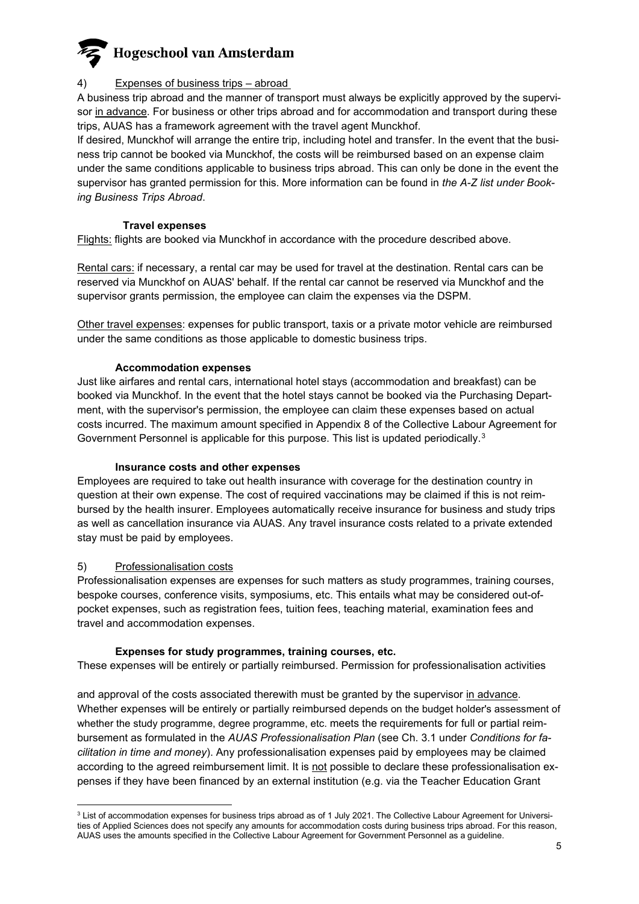## 4) Expenses of business trips – abroad

A business trip abroad and the manner of transport must always be explicitly approved by the supervisor in advance. For business or other trips abroad and for accommodation and transport during these trips, AUAS has a framework agreement with the travel agent Munckhof.

If desired, Munckhof will arrange the entire trip, including hotel and transfer. In the event that the business trip cannot be booked via Munckhof, the costs will be reimbursed based on an expense claim under the same conditions applicable to business trips abroad. This can only be done in the event the supervisor has granted permission for this. More information can be found in *the A-Z list under Booking Business Trips Abroad*.

### Travel expenses

Flights: flights are booked via Munckhof in accordance with the procedure described above.

Rental cars: if necessary, a rental car may be used for travel at the destination. Rental cars can be reserved via Munckhof on AUAS' behalf. If the rental car cannot be reserved via Munckhof and the supervisor grants permission, the employee can claim the expenses via the DSPM.

Other travel expenses: expenses for public transport, taxis or a private motor vehicle are reimbursed under the same conditions as those applicable to domestic business trips.

### Accommodation expenses

Just like airfares and rental cars, international hotel stays (accommodation and breakfast) can be booked via Munckhof. In the event that the hotel stays cannot be booked via the Purchasing Department, with the supervisor's permission, the employee can claim these expenses based on actual costs incurred. The maximum amount specified in Appendix 8 of the Collective Labour Agreement for Government Personnel is applicable for this purpose. This list is updated periodically.[3]

### Insurance costs and other expenses

Employees are required to take out health insurance with coverage for the destination country in question at their own expense. The cost of required vaccinations may be claimed if this is not reimbursed by the health insurer. Employees automatically receive insurance for business and study trips as well as cancellation insurance via AUAS. Any travel insurance costs related to a private extended stay must be paid by employees.

## 5) Professionalisation costs

Professionalisation expenses are expenses for such matters as study programmes, training courses, bespoke courses, conference visits, symposiums, etc. This entails what may be considered out-of-pocket expenses, such as registration fees, tuition fees, teaching material, examination fees and travel and accommodation expenses.

### Expenses for study programmes, training courses, etc.

These expenses will be entirely or partially reimbursed. Permission for professionalisation activities and approval of the costs associated therewith must be granted by the supervisor in advance. Whether expenses will be entirely or partially reimbursed depends on the budget holder's assessment of whether the study programme, degree programme, etc. meets the requirements for full or partial reimbursement as formulated in the *AUAS Professionalisation Plan* (see Ch. 3.1 under *Conditions for facilitation in time and money*). Any professionalisation expenses paid by employees may be claimed according to the agreed reimbursement limit. It is not possible to declare these professionalisation expenses if they have been financed by an external institution (e.g. via the Teacher Education Grant

---

[3] List of accommodation expenses for business trips abroad as of 1 July 2021. The Collective Labour Agreement for Universities of Applied Sciences does not specify any amounts for accommodation costs during business trips abroad. For this reason, AUAS uses the amounts specified in the Collective Labour Agreement for Government Personnel as a guideline.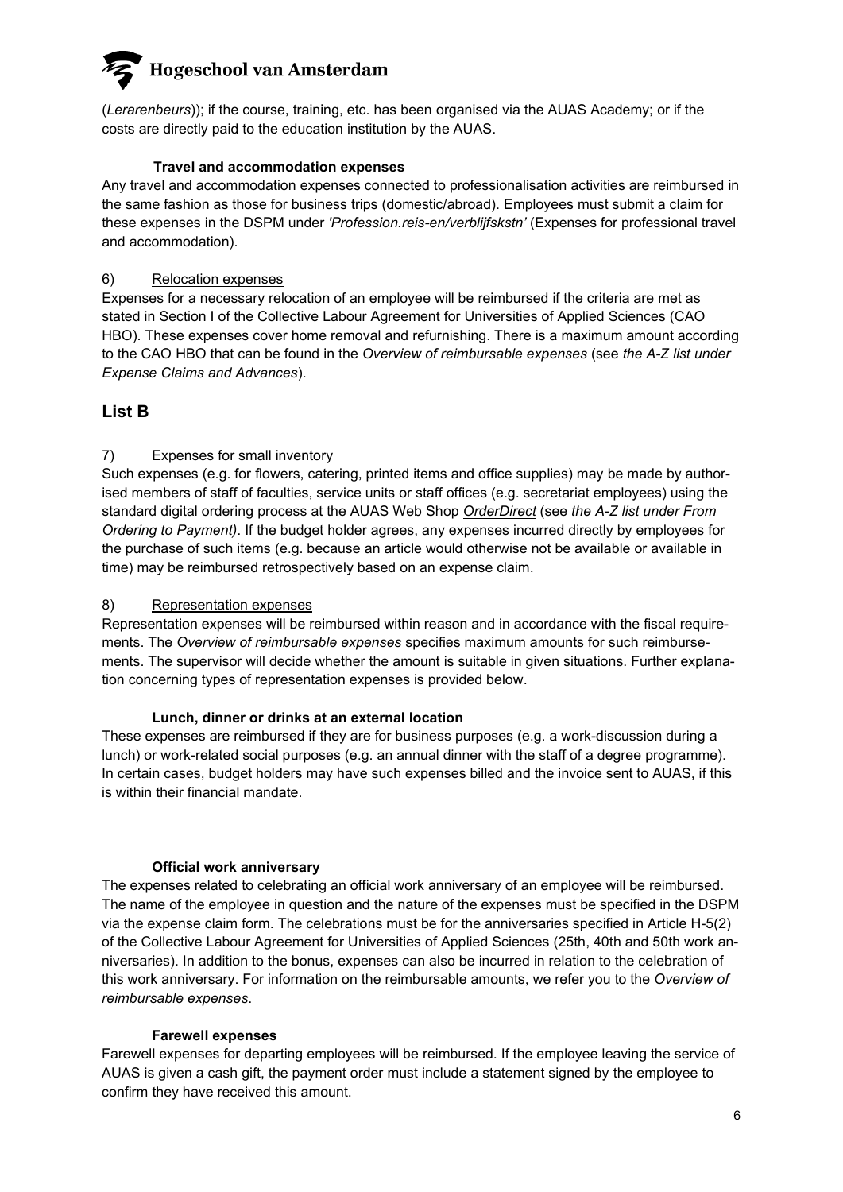(*Lerarenbeurs*)); if the course, training, etc. has been organised via the AUAS Academy; or if the costs are directly paid to the education institution by the AUAS.

**Travel and accommodation expenses**

Any travel and accommodation expenses connected to professionalisation activities are reimbursed in the same fashion as those for business trips (domestic/abroad). Employees must submit a claim for these expenses in the DSPM under *'Profession.reis-en/verblijfskstn'* (Expenses for professional travel and accommodation).

6) Relocation expenses

Expenses for a necessary relocation of an employee will be reimbursed if the criteria are met as stated in Section I of the Collective Labour Agreement for Universities of Applied Sciences (CAO HBO). These expenses cover home removal and refurnishing. There is a maximum amount according to the CAO HBO that can be found in the *Overview of reimbursable expenses* (see *the A-Z list under Expense Claims and Advances*).

## List B

7) Expenses for small inventory

Such expenses (e.g. for flowers, catering, printed items and office supplies) may be made by authorised members of staff of faculties, service units or staff offices (e.g. secretariat employees) using the standard digital ordering process at the AUAS Web Shop *OrderDirect* (see *the A-Z list under From Ordering to Payment)*. If the budget holder agrees, any expenses incurred directly by employees for the purchase of such items (e.g. because an article would otherwise not be available or available in time) may be reimbursed retrospectively based on an expense claim.

8) Representation expenses

Representation expenses will be reimbursed within reason and in accordance with the fiscal requirements. The *Overview of reimbursable expenses* specifies maximum amounts for such reimbursements. The supervisor will decide whether the amount is suitable in given situations. Further explanation concerning types of representation expenses is provided below.

**Lunch, dinner or drinks at an external location**

These expenses are reimbursed if they are for business purposes (e.g. a work-discussion during a lunch) or work-related social purposes (e.g. an annual dinner with the staff of a degree programme). In certain cases, budget holders may have such expenses billed and the invoice sent to AUAS, if this is within their financial mandate.

**Official work anniversary**

The expenses related to celebrating an official work anniversary of an employee will be reimbursed. The name of the employee in question and the nature of the expenses must be specified in the DSPM via the expense claim form. The celebrations must be for the anniversaries specified in Article H-5(2) of the Collective Labour Agreement for Universities of Applied Sciences (25th, 40th and 50th work anniversaries). In addition to the bonus, expenses can also be incurred in relation to the celebration of this work anniversary. For information on the reimbursable amounts, we refer you to the *Overview of reimbursable expenses*.

**Farewell expenses**

Farewell expenses for departing employees will be reimbursed. If the employee leaving the service of AUAS is given a cash gift, the payment order must include a statement signed by the employee to confirm they have received this amount.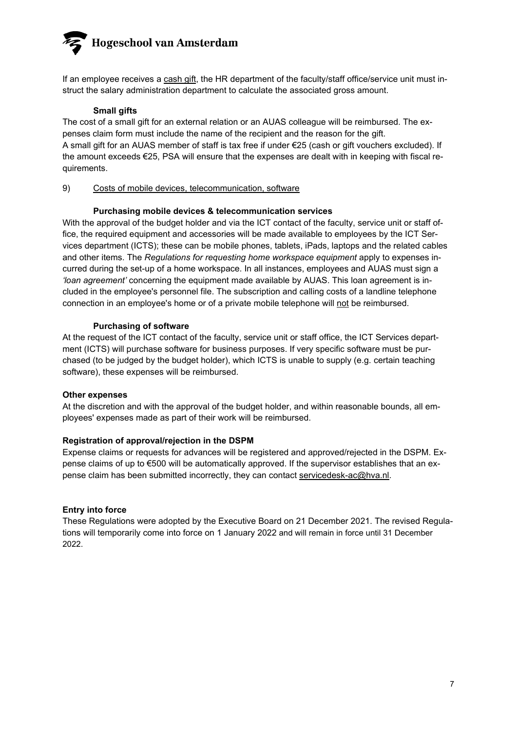If an employee receives a cash gift, the HR department of the faculty/staff office/service unit must instruct the salary administration department to calculate the associated gross amount.

**Small gifts**

The cost of a small gift for an external relation or an AUAS colleague will be reimbursed. The expenses claim form must include the name of the recipient and the reason for the gift.
A small gift for an AUAS member of staff is tax free if under €25 (cash or gift vouchers excluded). If the amount exceeds €25, PSA will ensure that the expenses are dealt with in keeping with fiscal requirements.

9) Costs of mobile devices, telecommunication, software

**Purchasing mobile devices & telecommunication services**

With the approval of the budget holder and via the ICT contact of the faculty, service unit or staff office, the required equipment and accessories will be made available to employees by the ICT Services department (ICTS); these can be mobile phones, tablets, iPads, laptops and the related cables and other items. The *Regulations for requesting home workspace equipment* apply to expenses incurred during the set-up of a home workspace. In all instances, employees and AUAS must sign a *'loan agreement'* concerning the equipment made available by AUAS. This loan agreement is included in the employee's personnel file. The subscription and calling costs of a landline telephone connection in an employee's home or of a private mobile telephone will not be reimbursed.

**Purchasing of software**

At the request of the ICT contact of the faculty, service unit or staff office, the ICT Services department (ICTS) will purchase software for business purposes. If very specific software must be purchased (to be judged by the budget holder), which ICTS is unable to supply (e.g. certain teaching software), these expenses will be reimbursed.

**Other expenses**

At the discretion and with the approval of the budget holder, and within reasonable bounds, all employees' expenses made as part of their work will be reimbursed.

**Registration of approval/rejection in the DSPM**

Expense claims or requests for advances will be registered and approved/rejected in the DSPM. Expense claims of up to €500 will be automatically approved. If the supervisor establishes that an expense claim has been submitted incorrectly, they can contact servicedesk-ac@hva.nl.

**Entry into force**

These Regulations were adopted by the Executive Board on 21 December 2021. The revised Regulations will temporarily come into force on 1 January 2022 and will remain in force until 31 December 2022.